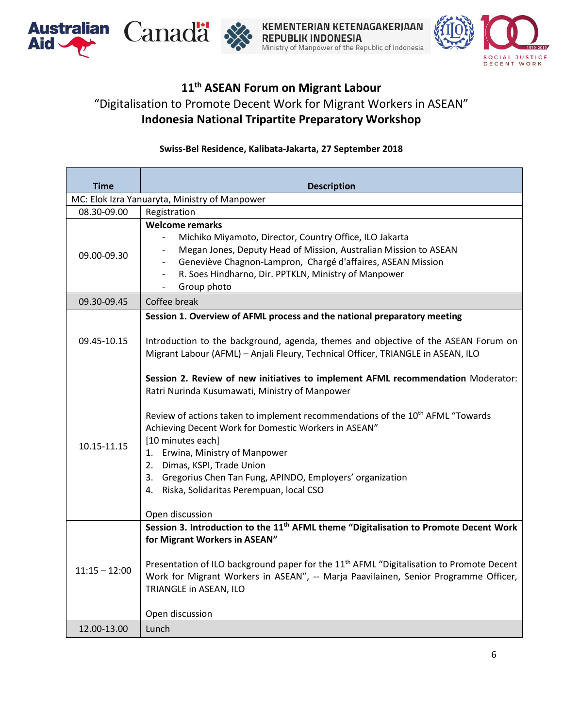# 11th ASEAN Forum on Migrant Labour

## "Digitalisation to Promote Decent Work for Migrant Workers in ASEAN"

## Indonesia National Tripartite Preparatory Workshop

**Swiss-Bel Residence, Kalibata-Jakarta, 27 September 2018**

| Time | Description |
|---|---|
| MC: Elok Izra Yanuaryta, Ministry of Manpower | |
| 08.30-09.00 | Registration |
| 09.00-09.30 | **Welcome remarks**<br>- Michiko Miyamoto, Director, Country Office, ILO Jakarta<br>- Megan Jones, Deputy Head of Mission, Australian Mission to ASEAN<br>- Geneviève Chagnon-Lampron, Chargé d'affaires, ASEAN Mission<br>- R. Soes Hindharno, Dir. PPTKLN, Ministry of Manpower<br>- Group photo |
| 09.30-09.45 | Coffee break |
| 09.45-10.15 | **Session 1. Overview of AFML process and the national preparatory meeting**<br><br>Introduction to the background, agenda, themes and objective of the ASEAN Forum on Migrant Labour (AFML) – Anjali Fleury, Technical Officer, TRIANGLE in ASEAN, ILO |
| 10.15-11.15 | **Session 2. Review of new initiatives to implement AFML recommendation** Moderator: Ratri Nurinda Kusumawati, Ministry of Manpower<br><br>Review of actions taken to implement recommendations of the 10th AFML "Towards Achieving Decent Work for Domestic Workers in ASEAN"<br>[10 minutes each]<br>1. Erwina, Ministry of Manpower<br>2. Dimas, KSPI, Trade Union<br>3. Gregorius Chen Tan Fung, APINDO, Employers' organization<br>4. Riska, Solidaritas Perempuan, local CSO<br><br>Open discussion |
| 11:15 – 12:00 | **Session 3. Introduction to the 11th AFML theme "Digitalisation to Promote Decent Work for Migrant Workers in ASEAN"**<br><br>Presentation of ILO background paper for the 11th AFML "Digitalisation to Promote Decent Work for Migrant Workers in ASEAN", -- Marja Paavilainen, Senior Programme Officer, TRIANGLE in ASEAN, ILO<br><br>Open discussion |
| 12.00-13.00 | Lunch |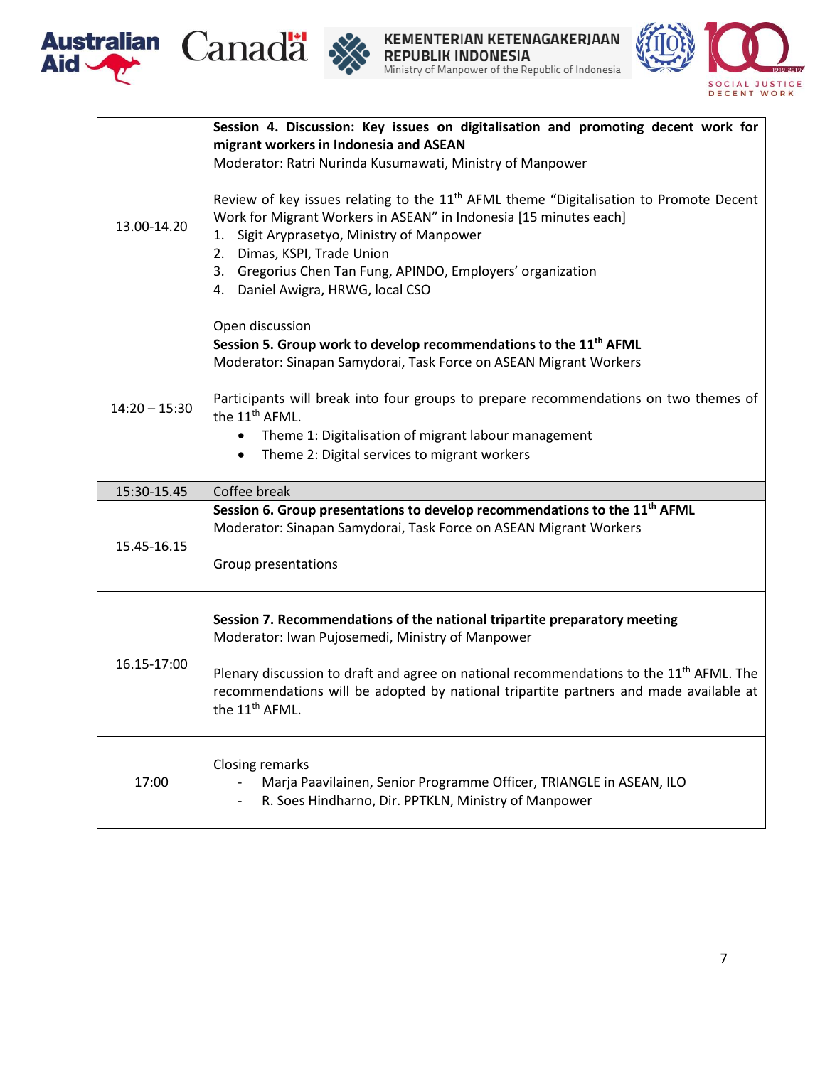| | |
|---|---|
| 13.00-14.20 | **Session 4. Discussion: Key issues on digitalisation and promoting decent work for migrant workers in Indonesia and ASEAN**<br>Moderator: Ratri Nurinda Kusumawati, Ministry of Manpower<br><br>Review of key issues relating to the 11th AFML theme "Digitalisation to Promote Decent Work for Migrant Workers in ASEAN" in Indonesia [15 minutes each]<br>1. Sigit Aryprasetyo, Ministry of Manpower<br>2. Dimas, KSPI, Trade Union<br>3. Gregorius Chen Tan Fung, APINDO, Employers' organization<br>4. Daniel Awigra, HRWG, local CSO<br><br>Open discussion |
| 14:20 – 15:30 | **Session 5. Group work to develop recommendations to the 11th AFML**<br>Moderator: Sinapan Samydorai, Task Force on ASEAN Migrant Workers<br><br>Participants will break into four groups to prepare recommendations on two themes of the 11th AFML.<br>• Theme 1: Digitalisation of migrant labour management<br>• Theme 2: Digital services to migrant workers |
| 15:30-15.45 | Coffee break |
| 15.45-16.15 | **Session 6. Group presentations to develop recommendations to the 11th AFML**<br>Moderator: Sinapan Samydorai, Task Force on ASEAN Migrant Workers<br><br>Group presentations |
| 16.15-17:00 | **Session 7. Recommendations of the national tripartite preparatory meeting**<br>Moderator: Iwan Pujosemedi, Ministry of Manpower<br><br>Plenary discussion to draft and agree on national recommendations to the 11th AFML. The recommendations will be adopted by national tripartite partners and made available at the 11th AFML. |
| 17:00 | Closing remarks<br>- Marja Paavilainen, Senior Programme Officer, TRIANGLE in ASEAN, ILO<br>- R. Soes Hindharno, Dir. PPTKLN, Ministry of Manpower |